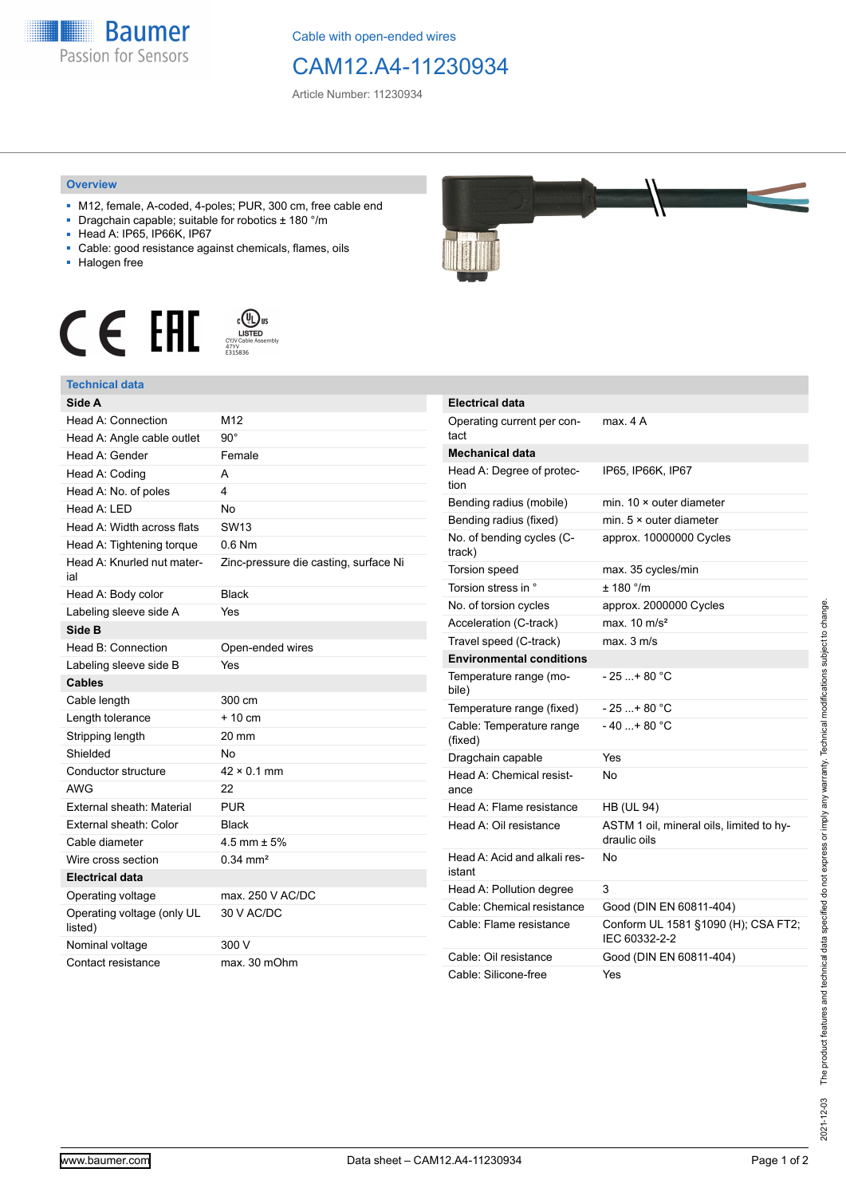Cable with open-ended wires

# CAM12.A4-11230934

Article Number: 11230934

## Overview

- M12, female, A-coded, 4-poles; PUR, 300 cm, free cable end
- Dragchain capable; suitable for robotics ± 180 °/m
- Head A: IP65, IP66K, IP67
- Cable: good resistance against chemicals, flames, oils
- Halogen free

c UL us LISTED CYJV Cable Assembly 47YV E315836

## Technical data

| **Side A** | |
|---|---|
| Head A: Connection | M12 |
| Head A: Angle cable outlet | 90° |
| Head A: Gender | Female |
| Head A: Coding | A |
| Head A: No. of poles | 4 |
| Head A: LED | No |
| Head A: Width across flats | SW13 |
| Head A: Tightening torque | 0.6 Nm |
| Head A: Knurled nut material | Zinc-pressure die casting, surface Ni |
| Head A: Body color | Black |
| Labeling sleeve side A | Yes |
| **Side B** | |
| Head B: Connection | Open-ended wires |
| Labeling sleeve side B | Yes |
| **Cables** | |
| Cable length | 300 cm |
| Length tolerance | + 10 cm |
| Stripping length | 20 mm |
| Shielded | No |
| Conductor structure | 42 × 0.1 mm |
| AWG | 22 |
| External sheath: Material | PUR |
| External sheath: Color | Black |
| Cable diameter | 4.5 mm ± 5% |
| Wire cross section | 0.34 mm² |
| **Electrical data** | |
| Operating voltage | max. 250 V AC/DC |
| Operating voltage (only UL listed) | 30 V AC/DC |
| Nominal voltage | 300 V |
| Contact resistance | max. 30 mOhm |

| **Electrical data** | |
|---|---|
| Operating current per contact | max. 4 A |
| **Mechanical data** | |
| Head A: Degree of protection | IP65, IP66K, IP67 |
| Bending radius (mobile) | min. 10 × outer diameter |
| Bending radius (fixed) | min. 5 × outer diameter |
| No. of bending cycles (C-track) | approx. 10000000 Cycles |
| Torsion speed | max. 35 cycles/min |
| Torsion stress in ° | ± 180 °/m |
| No. of torsion cycles | approx. 2000000 Cycles |
| Acceleration (C-track) | max. 10 m/s² |
| Travel speed (C-track) | max. 3 m/s |
| **Environmental conditions** | |
| Temperature range (mobile) | - 25 ...+ 80 °C |
| Temperature range (fixed) | - 25 ...+ 80 °C |
| Cable: Temperature range (fixed) | - 40 ...+ 80 °C |
| Dragchain capable | Yes |
| Head A: Chemical resistance | No |
| Head A: Flame resistance | HB (UL 94) |
| Head A: Oil resistance | ASTM 1 oil, mineral oils, limited to hydraulic oils |
| Head A: Acid and alkali resistant | No |
| Head A: Pollution degree | 3 |
| Cable: Chemical resistance | Good (DIN EN 60811-404) |
| Cable: Flame resistance | Conform UL 1581 §1090 (H); CSA FT2; IEC 60332-2-2 |
| Cable: Oil resistance | Good (DIN EN 60811-404) |
| Cable: Silicone-free | Yes |

2021-12-03 The product features and technical data specified do not express or imply any warranty. Technical modifications subject to change.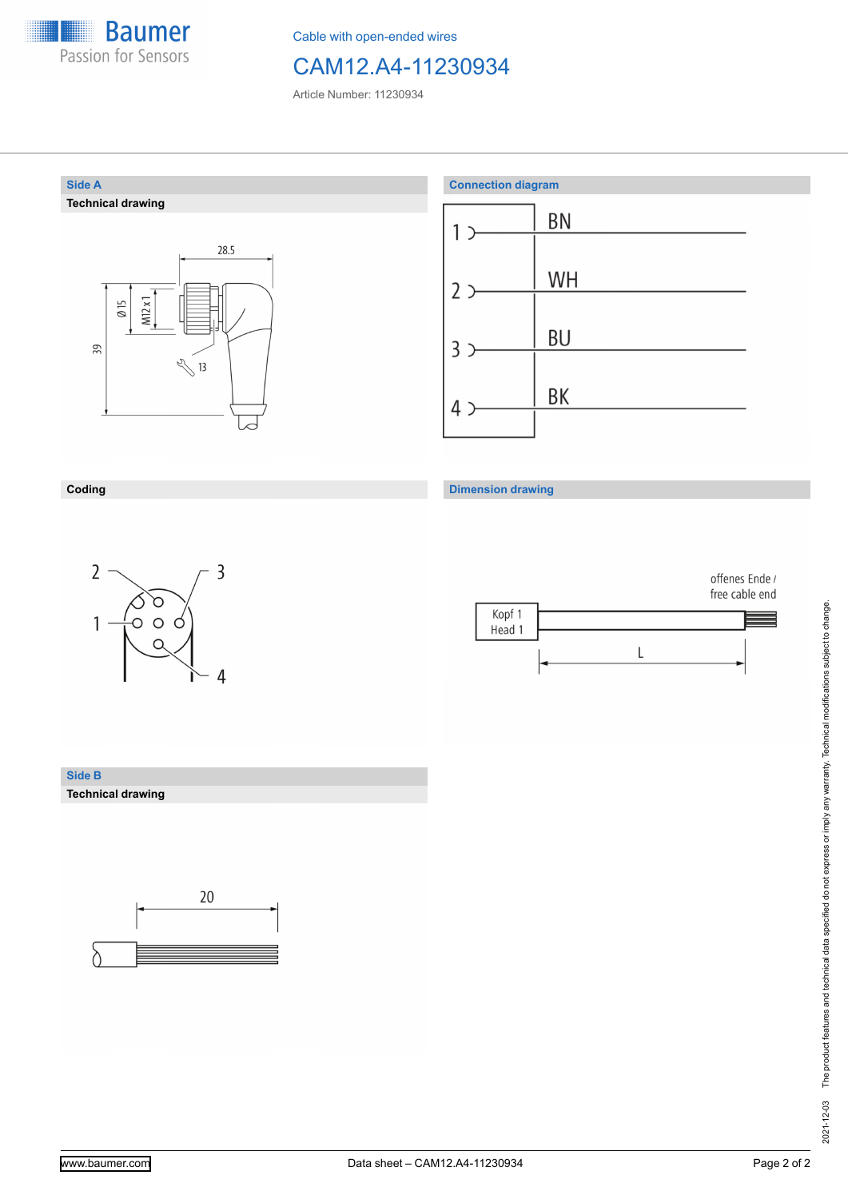# Cable with open-ended wires

## CAM12.A4-11230934

Article Number: 11230934

### Side A

**Technical drawing**

28.5

Ø 15

M12 x 1

39

13

### Connection diagram

1 BN

2 WH

3 BU

4 BK

### Coding

2

3

1

4

### Dimension drawing

offenes Ende / free cable end

Kopf 1
Head 1

L

### Side B

**Technical drawing**

20

The product features and technical data specified do not express or imply any warranty. Technical modifications subject to change.

2021-12-03

www.baumer.com

Data sheet – CAM12.A4-11230934